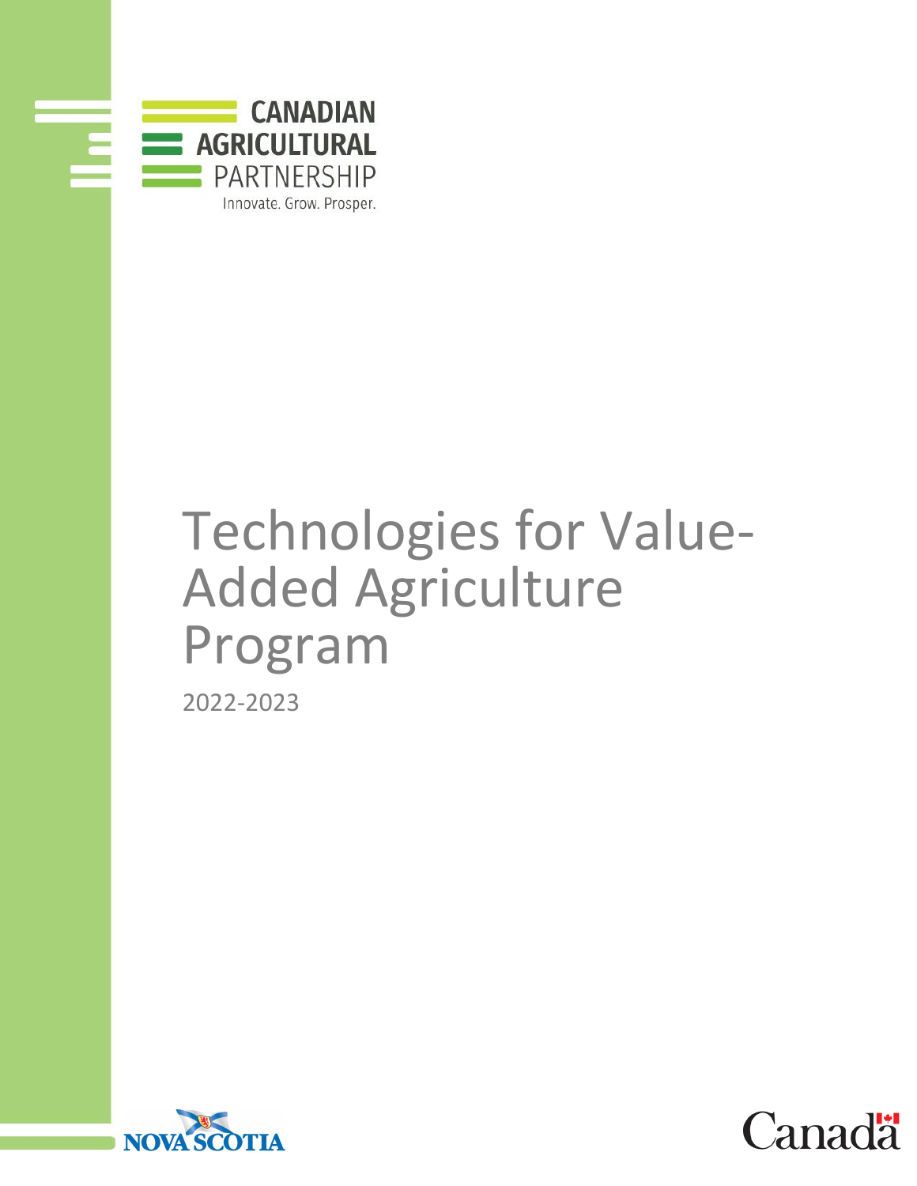CANADIAN AGRICULTURAL PARTNERSHIP

Innovate. Grow. Prosper.

# Technologies for Value-Added Agriculture Program

2022-2023

NOVA SCOTIA

Canada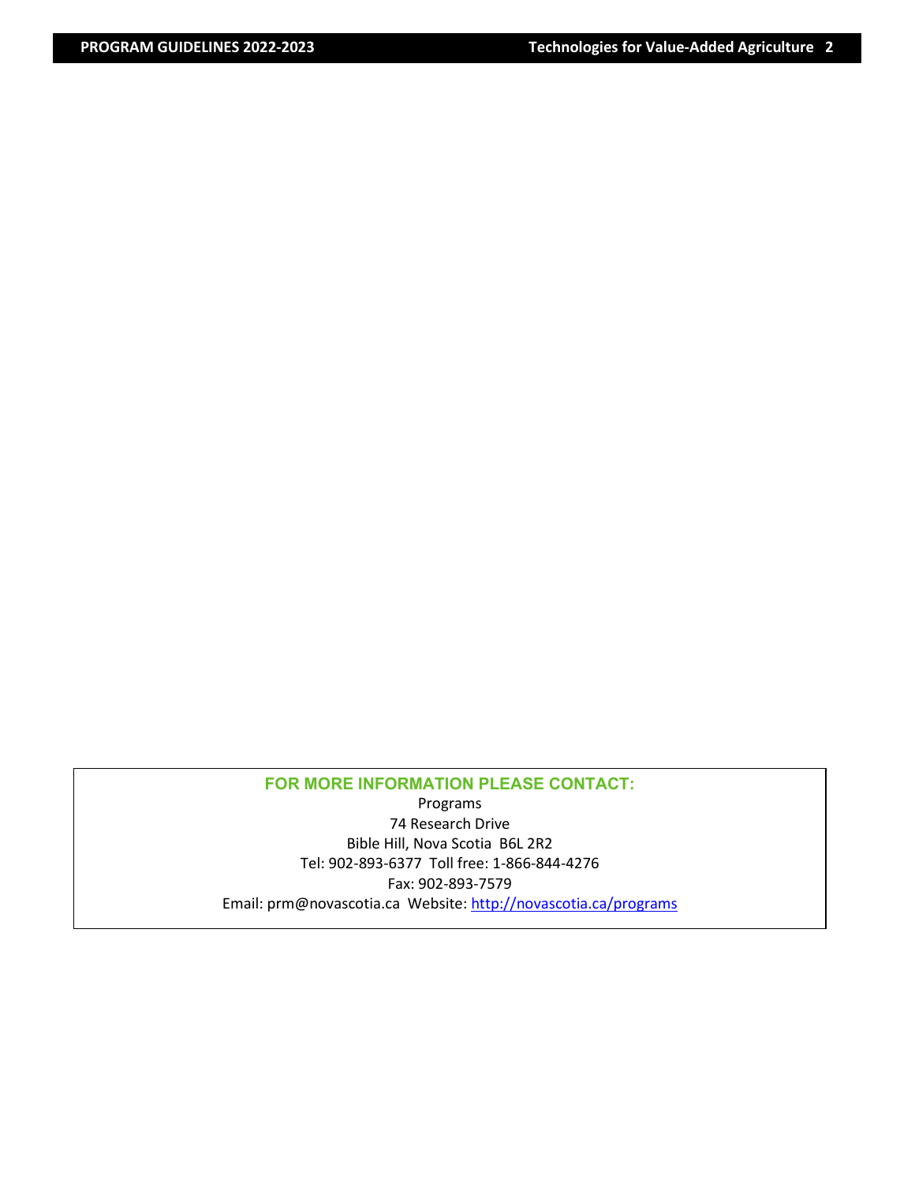**FOR MORE INFORMATION PLEASE CONTACT:**

Programs
74 Research Drive
Bible Hill, Nova Scotia B6L 2R2
Tel: 902-893-6377 Toll free: 1-866-844-4276
Fax: 902-893-7579
Email: prm@novascotia.ca Website: [http://novascotia.ca/programs](http://novascotia.ca/programs)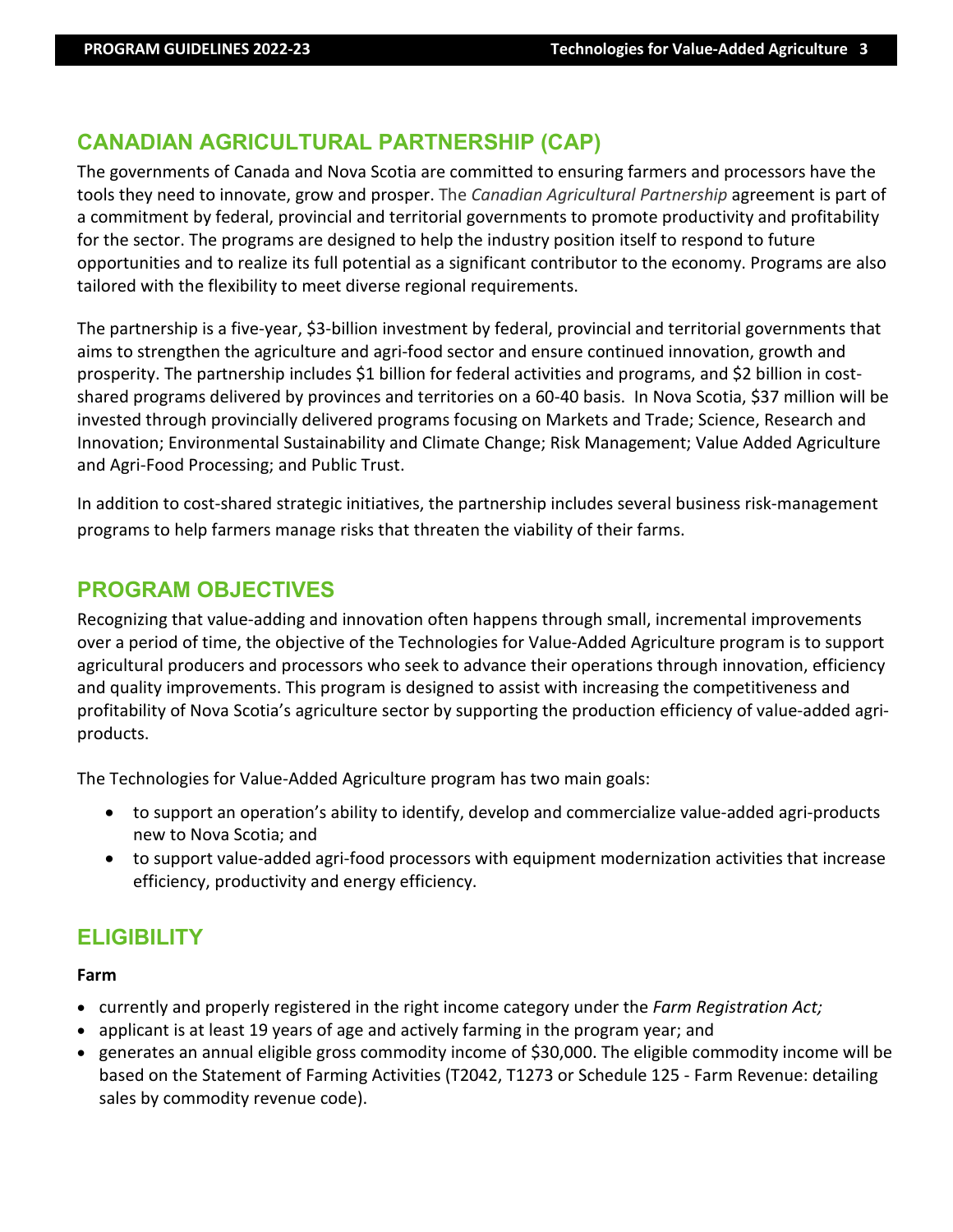## CANADIAN AGRICULTURAL PARTNERSHIP (CAP)

The governments of Canada and Nova Scotia are committed to ensuring farmers and processors have the tools they need to innovate, grow and prosper. The *Canadian Agricultural Partnership* agreement is part of a commitment by federal, provincial and territorial governments to promote productivity and profitability for the sector. The programs are designed to help the industry position itself to respond to future opportunities and to realize its full potential as a significant contributor to the economy. Programs are also tailored with the flexibility to meet diverse regional requirements.

The partnership is a five-year, $3-billion investment by federal, provincial and territorial governments that aims to strengthen the agriculture and agri-food sector and ensure continued innovation, growth and prosperity. The partnership includes $1 billion for federal activities and programs, and $2 billion in cost-shared programs delivered by provinces and territories on a 60-40 basis. In Nova Scotia, $37 million will be invested through provincially delivered programs focusing on Markets and Trade; Science, Research and Innovation; Environmental Sustainability and Climate Change; Risk Management; Value Added Agriculture and Agri-Food Processing; and Public Trust.

In addition to cost-shared strategic initiatives, the partnership includes several business risk-management programs to help farmers manage risks that threaten the viability of their farms.

## PROGRAM OBJECTIVES

Recognizing that value-adding and innovation often happens through small, incremental improvements over a period of time, the objective of the Technologies for Value-Added Agriculture program is to support agricultural producers and processors who seek to advance their operations through innovation, efficiency and quality improvements. This program is designed to assist with increasing the competitiveness and profitability of Nova Scotia's agriculture sector by supporting the production efficiency of value-added agri-products.

The Technologies for Value-Added Agriculture program has two main goals:

- to support an operation's ability to identify, develop and commercialize value-added agri-products new to Nova Scotia; and
- to support value-added agri-food processors with equipment modernization activities that increase efficiency, productivity and energy efficiency.

## ELIGIBILITY

**Farm**

- currently and properly registered in the right income category under the *Farm Registration Act;*
- applicant is at least 19 years of age and actively farming in the program year; and
- generates an annual eligible gross commodity income of $30,000. The eligible commodity income will be based on the Statement of Farming Activities (T2042, T1273 or Schedule 125 - Farm Revenue: detailing sales by commodity revenue code).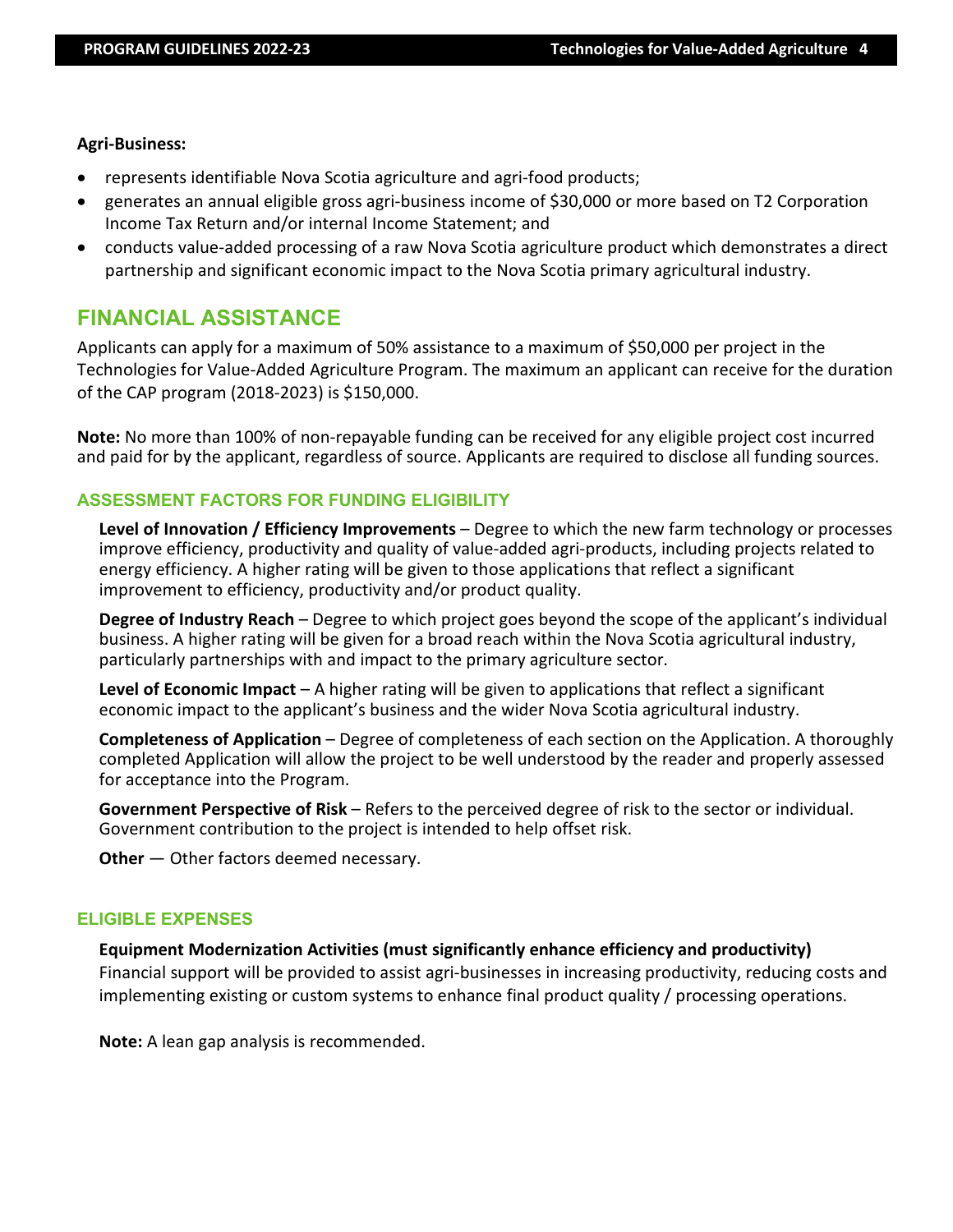**Agri-Business:**

- represents identifiable Nova Scotia agriculture and agri-food products;
- generates an annual eligible gross agri-business income of $30,000 or more based on T2 Corporation Income Tax Return and/or internal Income Statement; and
- conducts value-added processing of a raw Nova Scotia agriculture product which demonstrates a direct partnership and significant economic impact to the Nova Scotia primary agricultural industry.

## FINANCIAL ASSISTANCE

Applicants can apply for a maximum of 50% assistance to a maximum of $50,000 per project in the Technologies for Value-Added Agriculture Program. The maximum an applicant can receive for the duration of the CAP program (2018-2023) is $150,000.

**Note:** No more than 100% of non-repayable funding can be received for any eligible project cost incurred and paid for by the applicant, regardless of source. Applicants are required to disclose all funding sources.

### ASSESSMENT FACTORS FOR FUNDING ELIGIBILITY

**Level of Innovation / Efficiency Improvements** – Degree to which the new farm technology or processes improve efficiency, productivity and quality of value-added agri-products, including projects related to energy efficiency. A higher rating will be given to those applications that reflect a significant improvement to efficiency, productivity and/or product quality.

**Degree of Industry Reach** – Degree to which project goes beyond the scope of the applicant's individual business. A higher rating will be given for a broad reach within the Nova Scotia agricultural industry, particularly partnerships with and impact to the primary agriculture sector.

**Level of Economic Impact** – A higher rating will be given to applications that reflect a significant economic impact to the applicant's business and the wider Nova Scotia agricultural industry.

**Completeness of Application** – Degree of completeness of each section on the Application. A thoroughly completed Application will allow the project to be well understood by the reader and properly assessed for acceptance into the Program.

**Government Perspective of Risk** – Refers to the perceived degree of risk to the sector or individual. Government contribution to the project is intended to help offset risk.

**Other** — Other factors deemed necessary.

### ELIGIBLE EXPENSES

**Equipment Modernization Activities (must significantly enhance efficiency and productivity)**
Financial support will be provided to assist agri-businesses in increasing productivity, reducing costs and implementing existing or custom systems to enhance final product quality / processing operations.

**Note:** A lean gap analysis is recommended.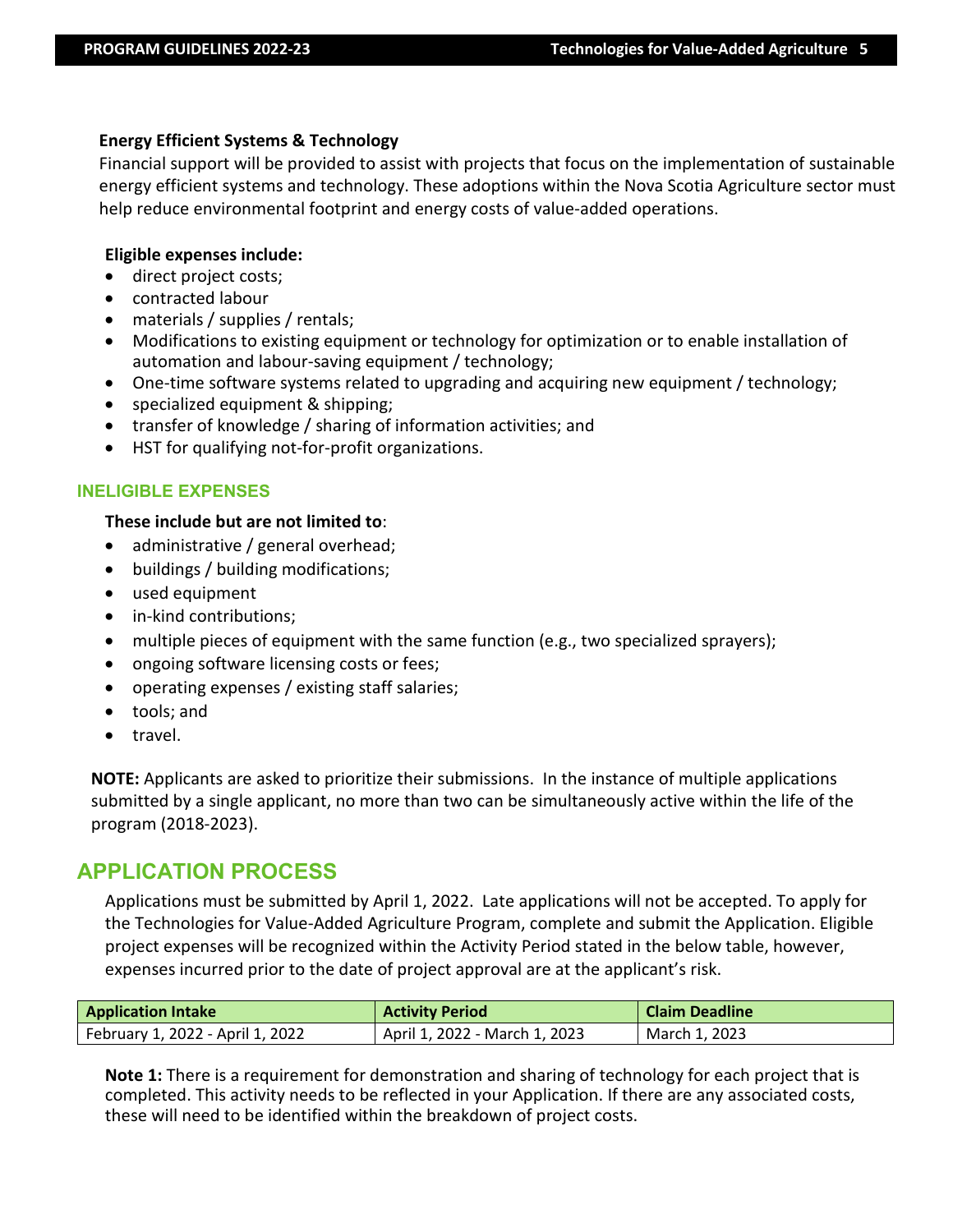**Energy Efficient Systems & Technology**

Financial support will be provided to assist with projects that focus on the implementation of sustainable energy efficient systems and technology. These adoptions within the Nova Scotia Agriculture sector must help reduce environmental footprint and energy costs of value-added operations.

**Eligible expenses include:**

- direct project costs;
- contracted labour
- materials / supplies / rentals;
- Modifications to existing equipment or technology for optimization or to enable installation of automation and labour-saving equipment / technology;
- One-time software systems related to upgrading and acquiring new equipment / technology;
- specialized equipment & shipping;
- transfer of knowledge / sharing of information activities; and
- HST for qualifying not-for-profit organizations.

### INELIGIBLE EXPENSES

**These include but are not limited to**:

- administrative / general overhead;
- buildings / building modifications;
- used equipment
- in-kind contributions;
- multiple pieces of equipment with the same function (e.g., two specialized sprayers);
- ongoing software licensing costs or fees;
- operating expenses / existing staff salaries;
- tools; and
- travel.

**NOTE:** Applicants are asked to prioritize their submissions. In the instance of multiple applications submitted by a single applicant, no more than two can be simultaneously active within the life of the program (2018-2023).

## APPLICATION PROCESS

Applications must be submitted by April 1, 2022. Late applications will not be accepted. To apply for the Technologies for Value-Added Agriculture Program, complete and submit the Application. Eligible project expenses will be recognized within the Activity Period stated in the below table, however, expenses incurred prior to the date of project approval are at the applicant's risk.

| Application Intake | Activity Period | Claim Deadline |
|---|---|---|
| February 1, 2022 - April 1, 2022 | April 1, 2022 - March 1, 2023 | March 1, 2023 |

**Note 1:** There is a requirement for demonstration and sharing of technology for each project that is completed. This activity needs to be reflected in your Application. If there are any associated costs, these will need to be identified within the breakdown of project costs.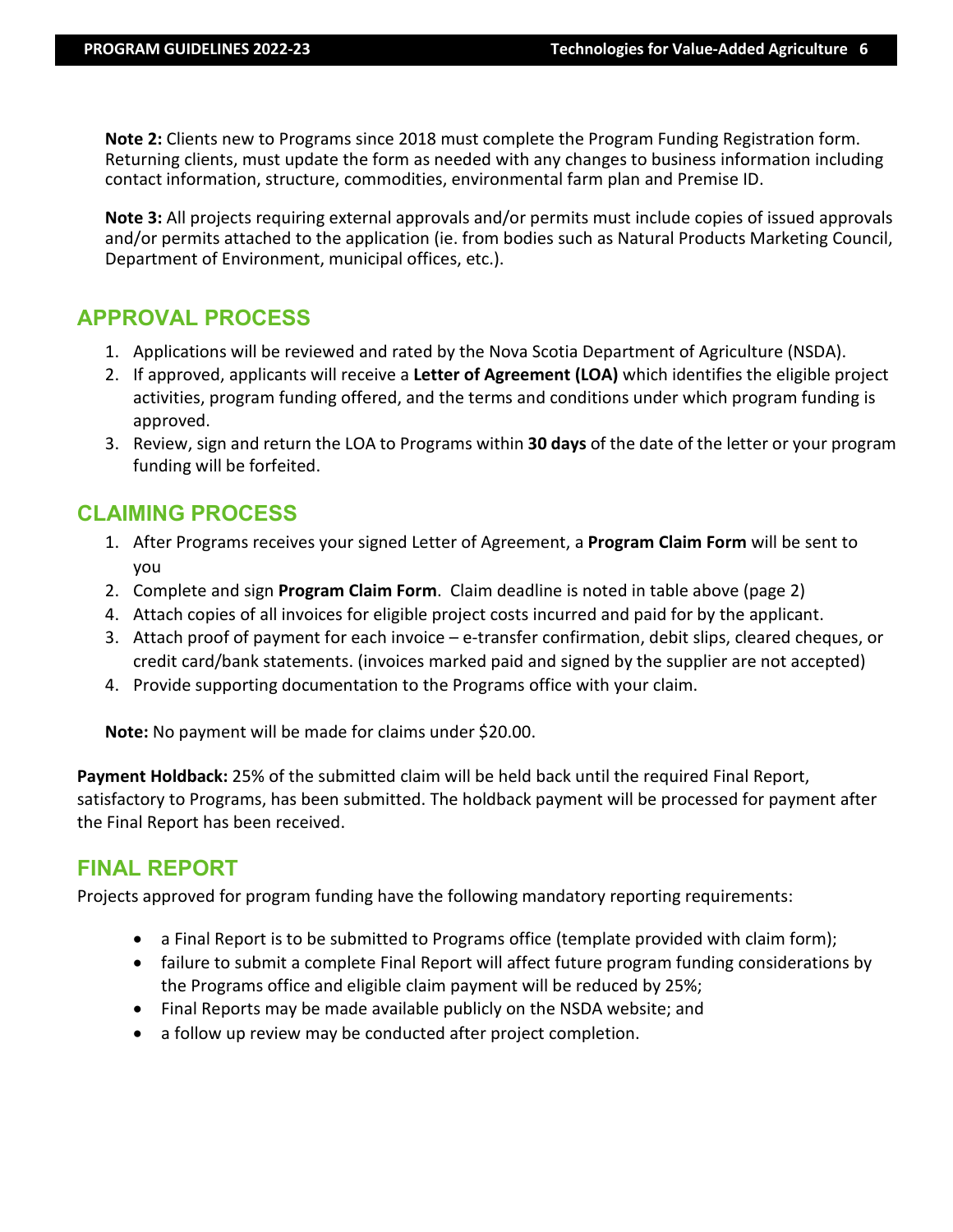**Note 2:** Clients new to Programs since 2018 must complete the Program Funding Registration form. Returning clients, must update the form as needed with any changes to business information including contact information, structure, commodities, environmental farm plan and Premise ID.

**Note 3:** All projects requiring external approvals and/or permits must include copies of issued approvals and/or permits attached to the application (ie. from bodies such as Natural Products Marketing Council, Department of Environment, municipal offices, etc.).

## APPROVAL PROCESS

1. Applications will be reviewed and rated by the Nova Scotia Department of Agriculture (NSDA).
2. If approved, applicants will receive a **Letter of Agreement (LOA)** which identifies the eligible project activities, program funding offered, and the terms and conditions under which program funding is approved.
3. Review, sign and return the LOA to Programs within **30 days** of the date of the letter or your program funding will be forfeited.

## CLAIMING PROCESS

1. After Programs receives your signed Letter of Agreement, a **Program Claim Form** will be sent to you
2. Complete and sign **Program Claim Form**. Claim deadline is noted in table above (page 2)
4. Attach copies of all invoices for eligible project costs incurred and paid for by the applicant.
3. Attach proof of payment for each invoice – e-transfer confirmation, debit slips, cleared cheques, or credit card/bank statements. (invoices marked paid and signed by the supplier are not accepted)
4. Provide supporting documentation to the Programs office with your claim.

**Note:** No payment will be made for claims under $20.00.

**Payment Holdback:** 25% of the submitted claim will be held back until the required Final Report, satisfactory to Programs, has been submitted. The holdback payment will be processed for payment after the Final Report has been received.

## FINAL REPORT

Projects approved for program funding have the following mandatory reporting requirements:

- a Final Report is to be submitted to Programs office (template provided with claim form);
- failure to submit a complete Final Report will affect future program funding considerations by the Programs office and eligible claim payment will be reduced by 25%;
- Final Reports may be made available publicly on the NSDA website; and
- a follow up review may be conducted after project completion.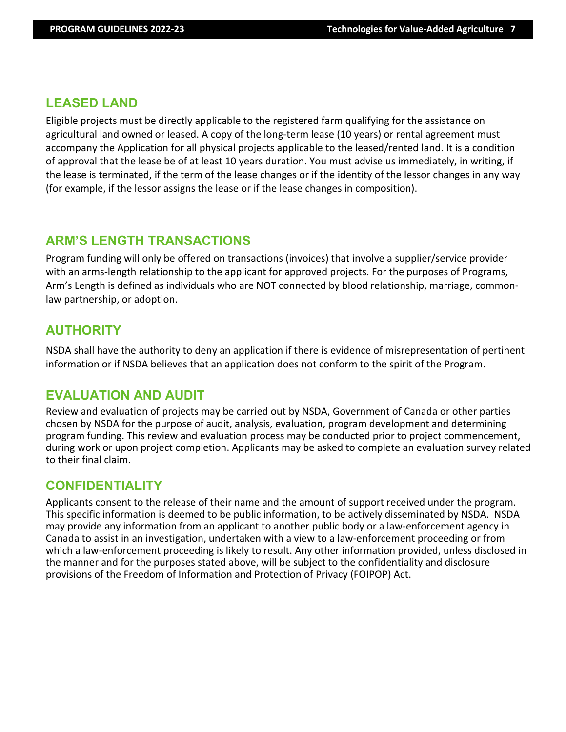## LEASED LAND

Eligible projects must be directly applicable to the registered farm qualifying for the assistance on agricultural land owned or leased. A copy of the long-term lease (10 years) or rental agreement must accompany the Application for all physical projects applicable to the leased/rented land. It is a condition of approval that the lease be of at least 10 years duration. You must advise us immediately, in writing, if the lease is terminated, if the term of the lease changes or if the identity of the lessor changes in any way (for example, if the lessor assigns the lease or if the lease changes in composition).

## ARM'S LENGTH TRANSACTIONS

Program funding will only be offered on transactions (invoices) that involve a supplier/service provider with an arms-length relationship to the applicant for approved projects. For the purposes of Programs, Arm's Length is defined as individuals who are NOT connected by blood relationship, marriage, common-law partnership, or adoption.

## AUTHORITY

NSDA shall have the authority to deny an application if there is evidence of misrepresentation of pertinent information or if NSDA believes that an application does not conform to the spirit of the Program.

## EVALUATION AND AUDIT

Review and evaluation of projects may be carried out by NSDA, Government of Canada or other parties chosen by NSDA for the purpose of audit, analysis, evaluation, program development and determining program funding. This review and evaluation process may be conducted prior to project commencement, during work or upon project completion. Applicants may be asked to complete an evaluation survey related to their final claim.

## CONFIDENTIALITY

Applicants consent to the release of their name and the amount of support received under the program. This specific information is deemed to be public information, to be actively disseminated by NSDA. NSDA may provide any information from an applicant to another public body or a law-enforcement agency in Canada to assist in an investigation, undertaken with a view to a law-enforcement proceeding or from which a law-enforcement proceeding is likely to result. Any other information provided, unless disclosed in the manner and for the purposes stated above, will be subject to the confidentiality and disclosure provisions of the Freedom of Information and Protection of Privacy (FOIPOP) Act.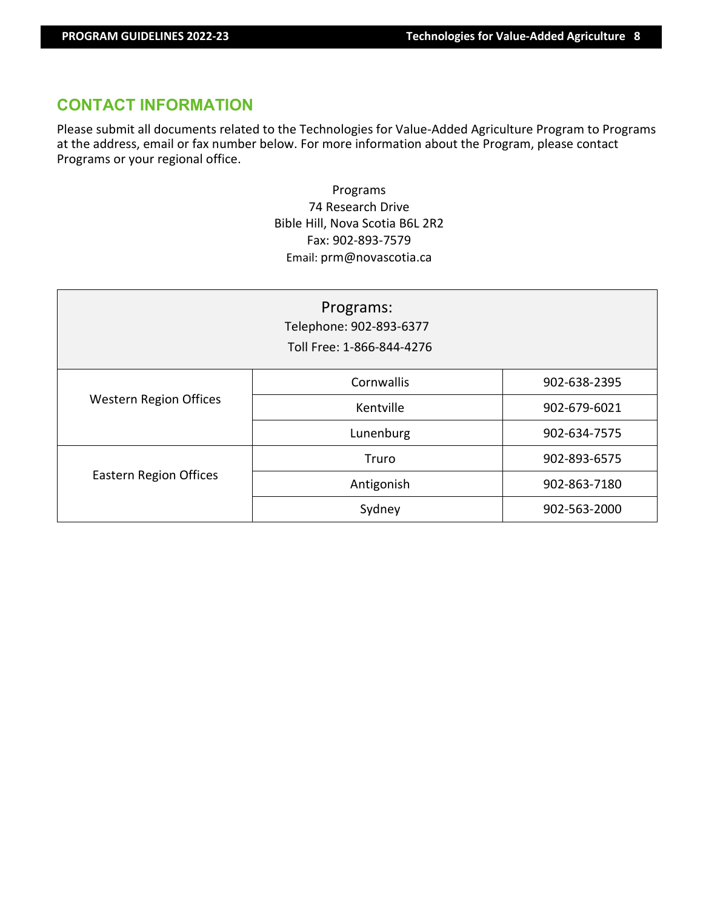## CONTACT INFORMATION

Please submit all documents related to the Technologies for Value-Added Agriculture Program to Programs at the address, email or fax number below. For more information about the Program, please contact Programs or your regional office.

Programs
74 Research Drive
Bible Hill, Nova Scotia B6L 2R2
Fax: 902-893-7579
Email: prm@novascotia.ca

| Programs:<br>Telephone: 902-893-6377<br>Toll Free: 1-866-844-4276 | | |
|---|---|---|
| Western Region Offices | Cornwallis | 902-638-2395 |
| | Kentville | 902-679-6021 |
| | Lunenburg | 902-634-7575 |
| Eastern Region Offices | Truro | 902-893-6575 |
| | Antigonish | 902-863-7180 |
| | Sydney | 902-563-2000 |